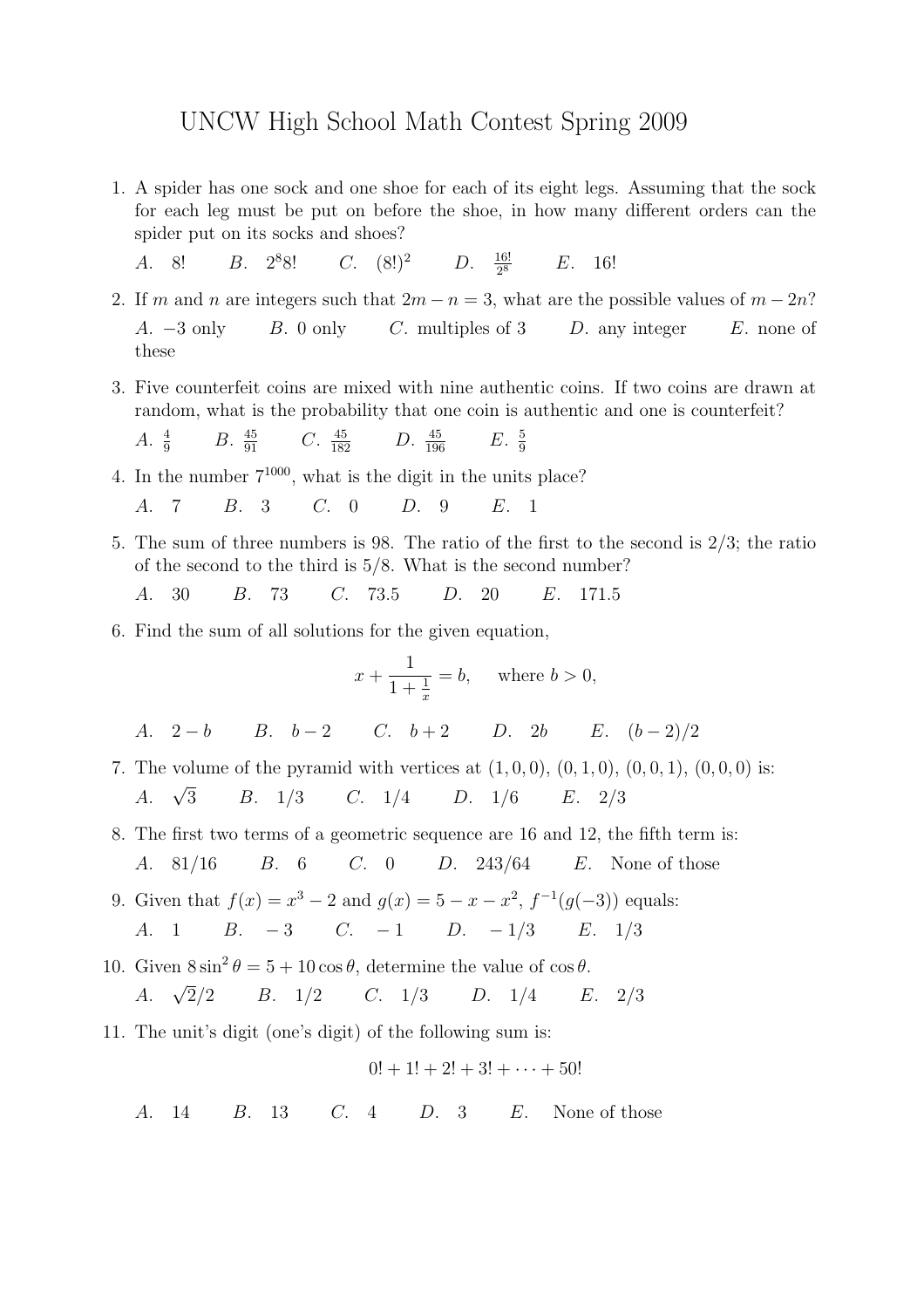# UNCW High School Math Contest Spring 2009

1. A spider has one sock and one shoe for each of its eight legs. Assuming that the sock for each leg must be put on before the shoe, in how many different orders can the spider put on its socks and shoes?

   *A.* $8!$ *B.* $2^8 8!$ *C.* $(8!)^2$ *D.* $\frac{16!}{2^8}$ *E.* $16!$

2. If $m$ and $n$ are integers such that $2m - n = 3$, what are the possible values of $m - 2n$?

   *A.* $-3$ only *B.* 0 only *C.* multiples of 3 *D.* any integer *E.* none of these

3. Five counterfeit coins are mixed with nine authentic coins. If two coins are drawn at random, what is the probability that one coin is authentic and one is counterfeit?

   *A.* $\frac{4}{9}$ *B.* $\frac{45}{91}$ *C.* $\frac{45}{182}$ *D.* $\frac{45}{196}$ *E.* $\frac{5}{9}$

4. In the number $7^{1000}$, what is the digit in the units place?

   *A.* 7 *B.* 3 *C.* 0 *D.* 9 *E.* 1

5. The sum of three numbers is 98. The ratio of the first to the second is 2/3; the ratio of the second to the third is 5/8. What is the second number?

   *A.* 30 *B.* 73 *C.* 73.5 *D.* 20 *E.* 171.5

6. Find the sum of all solutions for the given equation,

   $$x + \frac{1}{1 + \frac{1}{x}} = b, \quad \text{where } b > 0,$$

   *A.* $2 - b$ *B.* $b - 2$ *C.* $b + 2$ *D.* $2b$ *E.* $(b-2)/2$

7. The volume of the pyramid with vertices at $(1, 0, 0)$, $(0, 1, 0)$, $(0, 0, 1)$, $(0, 0, 0)$ is:

   *A.* $\sqrt{3}$ *B.* $1/3$ *C.* $1/4$ *D.* $1/6$ *E.* $2/3$

8. The first two terms of a geometric sequence are 16 and 12, the fifth term is:

   *A.* $81/16$ *B.* 6 *C.* 0 *D.* $243/64$ *E.* None of those

9. Given that $f(x) = x^3 - 2$ and $g(x) = 5 - x - x^2$, $f^{-1}(g(-3))$ equals:

   *A.* 1 *B.* $-3$ *C.* $-1$ *D.* $-1/3$ *E.* $1/3$

10. Given $8 \sin^2 \theta = 5 + 10 \cos \theta$, determine the value of $\cos \theta$.

    *A.* $\sqrt{2}/2$ *B.* $1/2$ *C.* $1/3$ *D.* $1/4$ *E.* $2/3$

11. The unit's digit (one's digit) of the following sum is:

    $$0! + 1! + 2! + 3! + \cdots + 50!$$

    *A.* 14 *B.* 13 *C.* 4 *D.* 3 *E.* None of those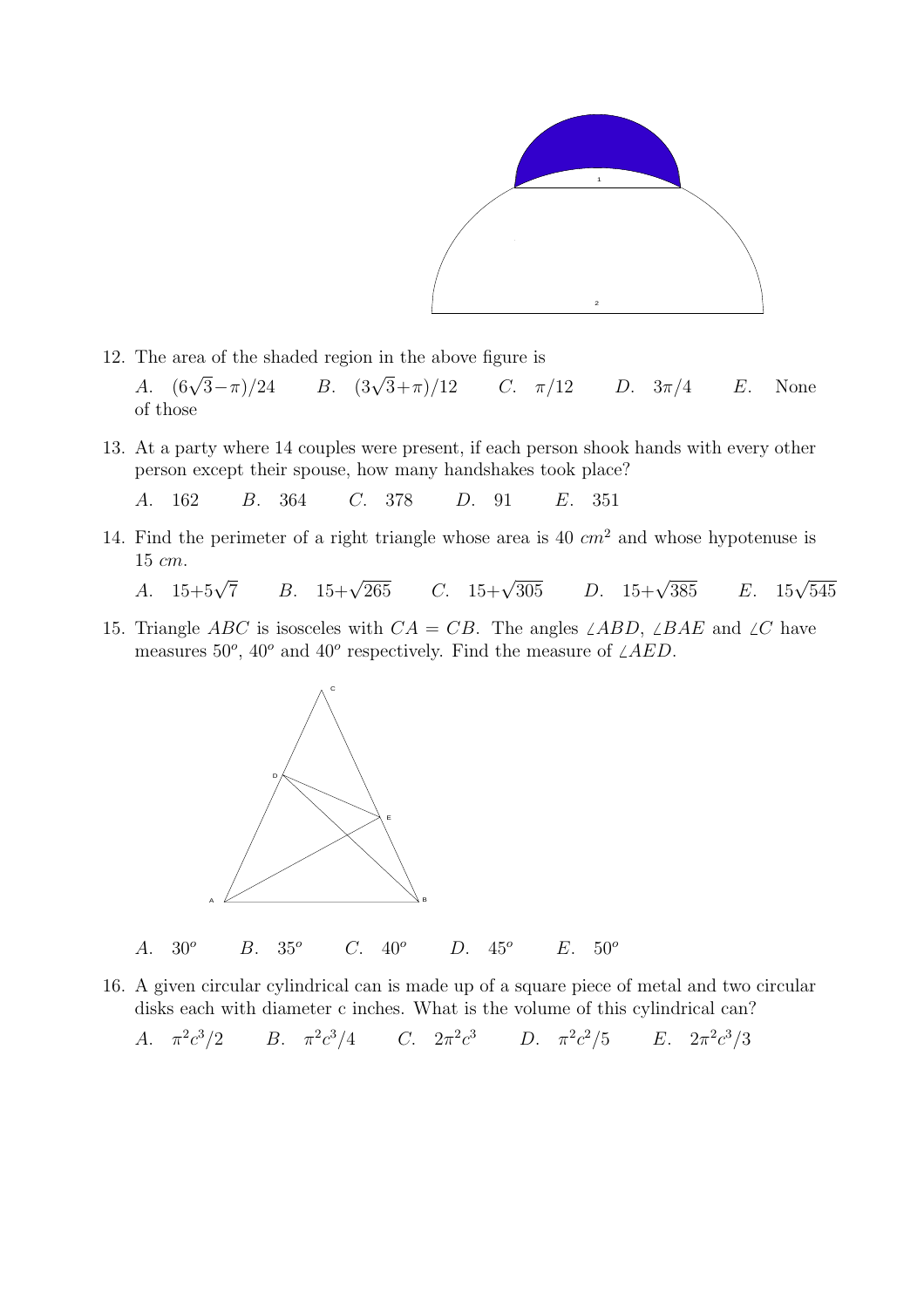12. The area of the shaded region in the above figure is

    $A.$ $(6\sqrt{3}-\pi)/24$ $B.$ $(3\sqrt{3}+\pi)/12$ $C.$ $\pi/12$ $D.$ $3\pi/4$ $E.$ None of those

13. At a party where 14 couples were present, if each person shook hands with every other person except their spouse, how many handshakes took place?

    $A.$ 162 $B.$ 364 $C.$ 378 $D.$ 91 $E.$ 351

14. Find the perimeter of a right triangle whose area is 40 $cm^2$ and whose hypotenuse is 15 $cm$.

    $A.$ $15+5\sqrt{7}$ $B.$ $15+\sqrt{265}$ $C.$ $15+\sqrt{305}$ $D.$ $15+\sqrt{385}$ $E.$ $15\sqrt{545}$

15. Triangle $ABC$ is isosceles with $CA = CB$. The angles $\angle ABD$, $\angle BAE$ and $\angle C$ have measures $50^o$, $40^o$ and $40^o$ respectively. Find the measure of $\angle AED$.

    $A.$ $30^o$ $B.$ $35^o$ $C.$ $40^o$ $D.$ $45^o$ $E.$ $50^o$

16. A given circular cylindrical can is made up of a square piece of metal and two circular disks each with diameter c inches. What is the volume of this cylindrical can?

    $A.$ $\pi^2c^3/2$ $B.$ $\pi^2c^3/4$ $C.$ $2\pi^2c^3$ $D.$ $\pi^2c^2/5$ $E.$ $2\pi^2c^3/3$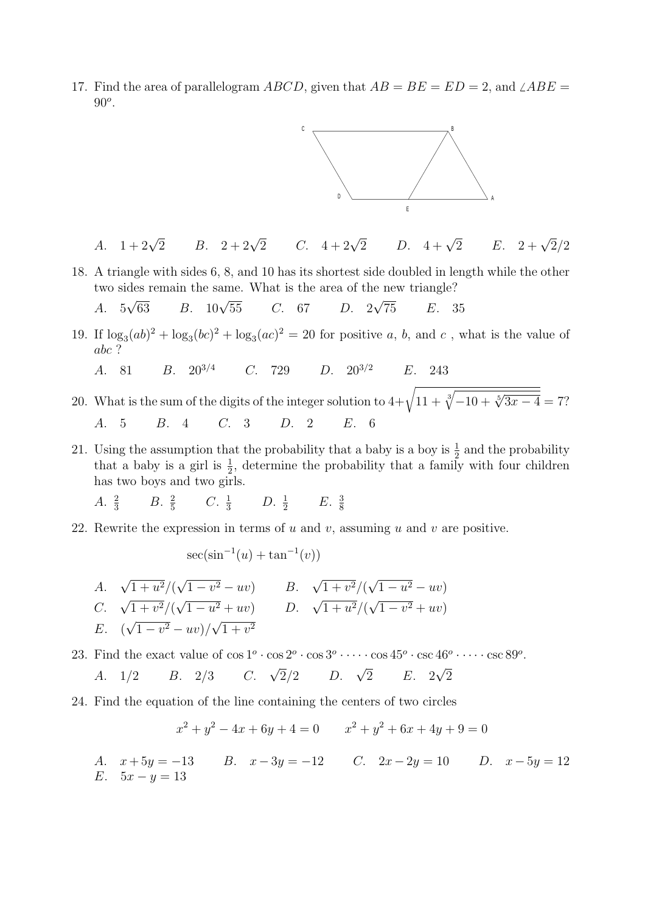17. Find the area of parallelogram $ABCD$, given that $AB = BE = ED = 2$, and $\angle ABE = 90^o$.

C B D A E

$A.\quad 1 + 2\sqrt{2}$ $\qquad B.\quad 2 + 2\sqrt{2}$ $\qquad C.\quad 4 + 2\sqrt{2}$ $\qquad D.\quad 4 + \sqrt{2}$ $\qquad E.\quad 2 + \sqrt{2}/2$

18. A triangle with sides 6, 8, and 10 has its shortest side doubled in length while the other two sides remain the same. What is the area of the new triangle?

$A.\quad 5\sqrt{63}$ $\qquad B.\quad 10\sqrt{55}$ $\qquad C.\quad 67$ $\qquad D.\quad 2\sqrt{75}$ $\qquad E.\quad 35$

19. If $\log_3(ab)^2 + \log_3(bc)^2 + \log_3(ac)^2 = 20$ for positive $a$, $b$, and $c$ , what is the value of $abc$ ?

$A.\quad 81$ $\qquad B.\quad 20^{3/4}$ $\qquad C.\quad 729$ $\qquad D.\quad 20^{3/2}$ $\qquad E.\quad 243$

20. What is the sum of the digits of the integer solution to $4+\sqrt{11 + \sqrt[3]{-10 + \sqrt[5]{3x - 4}}} = 7$?

$A.\quad 5$ $\qquad B.\quad 4$ $\qquad C.\quad 3$ $\qquad D.\quad 2$ $\qquad E.\quad 6$

21. Using the assumption that the probability that a baby is a boy is $\frac{1}{2}$ and the probability that a baby is a girl is $\frac{1}{2}$, determine the probability that a family with four children has two boys and two girls.

$A.\ \frac{2}{3}$ $\qquad B.\ \frac{2}{5}$ $\qquad C.\ \frac{1}{3}$ $\qquad D.\ \frac{1}{2}$ $\qquad E.\ \frac{3}{8}$

22. Rewrite the expression in terms of $u$ and $v$, assuming $u$ and $v$ are positive.

$$\sec(\sin^{-1}(u) + \tan^{-1}(v))$$

$A.\quad \sqrt{1+u^2}/(\sqrt{1-v^2} - uv)$ $\qquad B.\quad \sqrt{1+v^2}/(\sqrt{1-u^2} - uv)$

$C.\quad \sqrt{1+v^2}/(\sqrt{1-u^2} + uv)$ $\qquad D.\quad \sqrt{1+u^2}/(\sqrt{1-v^2} + uv)$

$E.\quad (\sqrt{1-v^2} - uv)/\sqrt{1+v^2}$

23. Find the exact value of $\cos 1^o \cdot \cos 2^o \cdot \cos 3^o \cdot \cdots \cdot \cos 45^o \cdot \csc 46^o \cdot \cdots \cdot \csc 89^o$.

$A.\quad 1/2$ $\qquad B.\quad 2/3$ $\qquad C.\quad \sqrt{2}/2$ $\qquad D.\quad \sqrt{2}$ $\qquad E.\quad 2\sqrt{2}$

24. Find the equation of the line containing the centers of two circles

$$x^2 + y^2 - 4x + 6y + 4 = 0 \qquad x^2 + y^2 + 6x + 4y + 9 = 0$$

$A.\quad x + 5y = -13$ $\qquad B.\quad x - 3y = -12$ $\qquad C.\quad 2x - 2y = 10$ $\qquad D.\quad x - 5y = 12$

$E.\quad 5x - y = 13$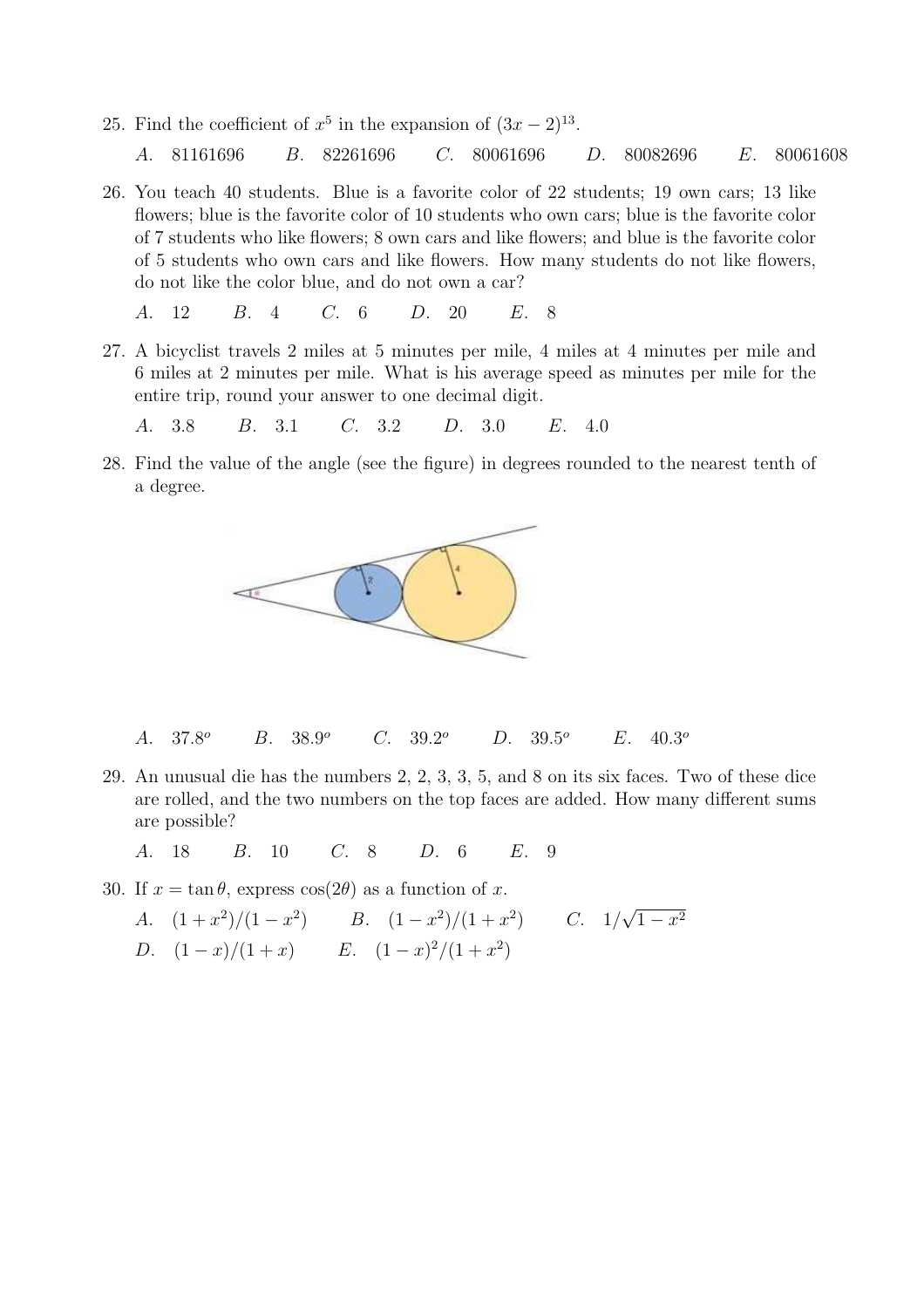25. Find the coefficient of $x^5$ in the expansion of $(3x-2)^{13}$.

   *A.* 81161696 *B.* 82261696 *C.* 80061696 *D.* 80082696 *E.* 80061608

26. You teach 40 students. Blue is a favorite color of 22 students; 19 own cars; 13 like flowers; blue is the favorite color of 10 students who own cars; blue is the favorite color of 7 students who like flowers; 8 own cars and like flowers; and blue is the favorite color of 5 students who own cars and like flowers. How many students do not like flowers, do not like the color blue, and do not own a car?

   *A.* 12 *B.* 4 *C.* 6 *D.* 20 *E.* 8

27. A bicyclist travels 2 miles at 5 minutes per mile, 4 miles at 4 minutes per mile and 6 miles at 2 minutes per mile. What is his average speed as minutes per mile for the entire trip, round your answer to one decimal digit.

   *A.* 3.8 *B.* 3.1 *C.* 3.2 *D.* 3.0 *E.* 4.0

28. Find the value of the angle (see the figure) in degrees rounded to the nearest tenth of a degree.

   2

   4

   *A.* $37.8^o$ *B.* $38.9^o$ *C.* $39.2^o$ *D.* $39.5^o$ *E.* $40.3^o$

29. An unusual die has the numbers 2, 2, 3, 3, 5, and 8 on its six faces. Two of these dice are rolled, and the two numbers on the top faces are added. How many different sums are possible?

   *A.* 18 *B.* 10 *C.* 8 *D.* 6 *E.* 9

30. If $x = \tan\theta$, express $\cos(2\theta)$ as a function of $x$.

   *A.* $(1+x^2)/(1-x^2)$ *B.* $(1-x^2)/(1+x^2)$ *C.* $1/\sqrt{1-x^2}$

   *D.* $(1-x)/(1+x)$ *E.* $(1-x)^2/(1+x^2)$